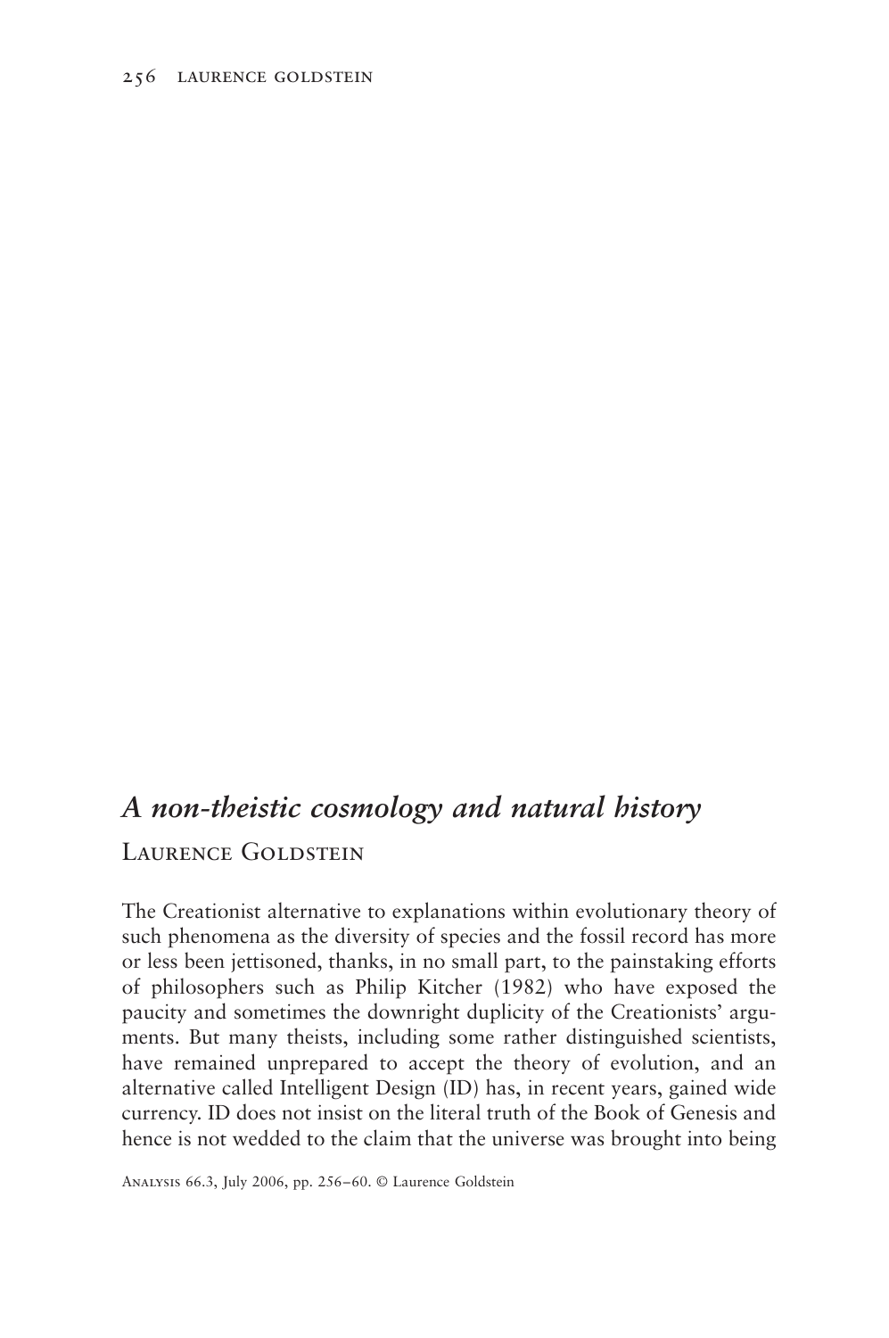## *A non-theistic cosmology and natural history*

Laurence Goldstein

The Creationist alternative to explanations within evolutionary theory of such phenomena as the diversity of species and the fossil record has more or less been jettisoned, thanks, in no small part, to the painstaking efforts of philosophers such as Philip Kitcher (1982) who have exposed the paucity and sometimes the downright duplicity of the Creationists' arguments. But many theists, including some rather distinguished scientists, have remained unprepared to accept the theory of evolution, and an alternative called Intelligent Design (ID) has, in recent years, gained wide currency. ID does not insist on the literal truth of the Book of Genesis and hence is not wedded to the claim that the universe was brought into being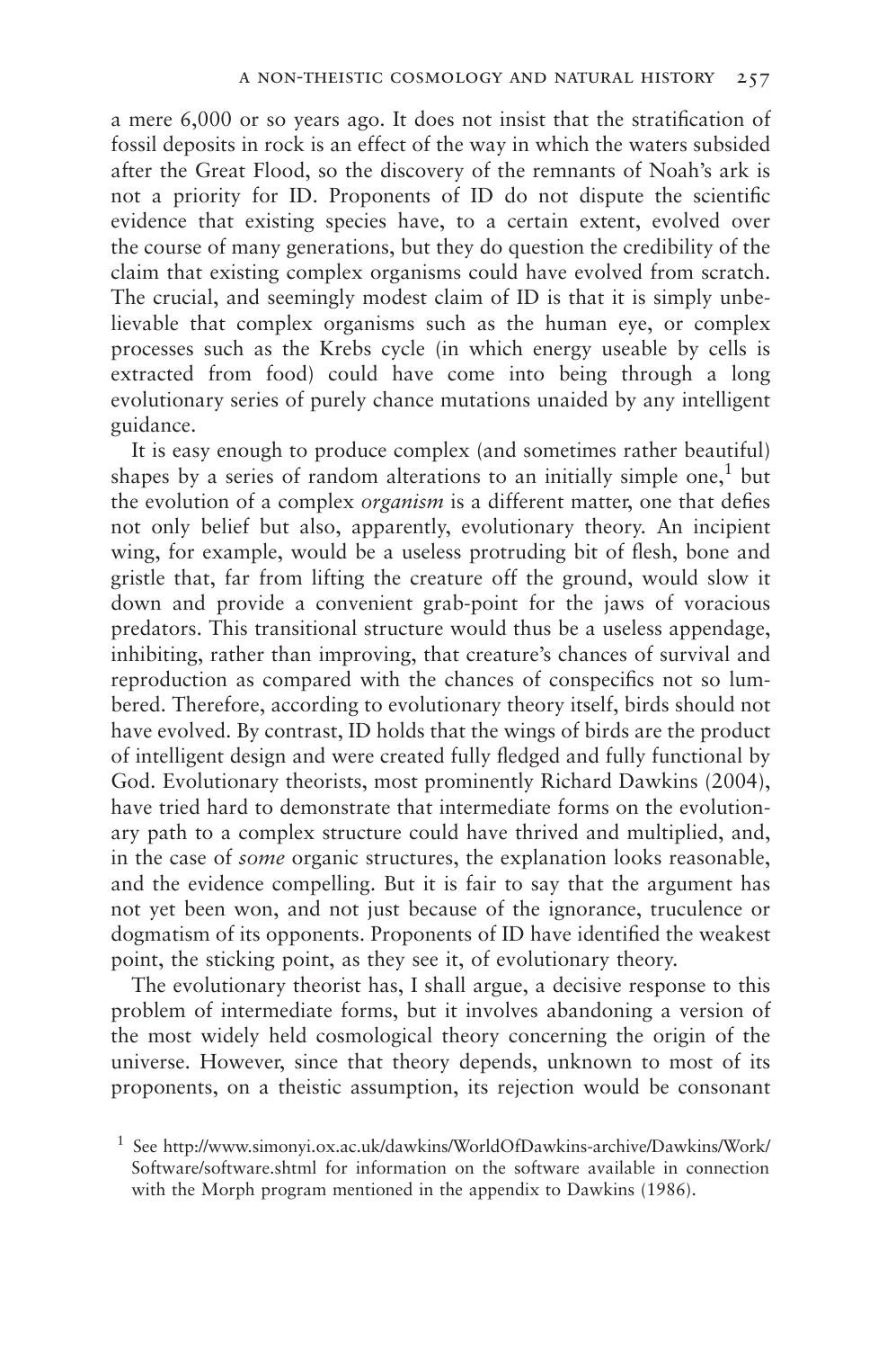a mere 6,000 or so years ago. It does not insist that the stratification of fossil deposits in rock is an effect of the way in which the waters subsided after the Great Flood, so the discovery of the remnants of Noah's ark is not a priority for ID. Proponents of ID do not dispute the scientific evidence that existing species have, to a certain extent, evolved over the course of many generations, but they do question the credibility of the claim that existing complex organisms could have evolved from scratch. The crucial, and seemingly modest claim of ID is that it is simply unbelievable that complex organisms such as the human eye, or complex processes such as the Krebs cycle (in which energy useable by cells is extracted from food) could have come into being through a long evolutionary series of purely chance mutations unaided by any intelligent guidance.

It is easy enough to produce complex (and sometimes rather beautiful) shapes by a series of random alterations to an initially simple one,[1] but the evolution of a complex *organism* is a different matter, one that defies not only belief but also, apparently, evolutionary theory. An incipient wing, for example, would be a useless protruding bit of flesh, bone and gristle that, far from lifting the creature off the ground, would slow it down and provide a convenient grab-point for the jaws of voracious predators. This transitional structure would thus be a useless appendage, inhibiting, rather than improving, that creature's chances of survival and reproduction as compared with the chances of conspecifics not so lumbered. Therefore, according to evolutionary theory itself, birds should not have evolved. By contrast, ID holds that the wings of birds are the product of intelligent design and were created fully fledged and fully functional by God. Evolutionary theorists, most prominently Richard Dawkins (2004), have tried hard to demonstrate that intermediate forms on the evolutionary path to a complex structure could have thrived and multiplied, and, in the case of *some* organic structures, the explanation looks reasonable, and the evidence compelling. But it is fair to say that the argument has not yet been won, and not just because of the ignorance, truculence or dogmatism of its opponents. Proponents of ID have identified the weakest point, the sticking point, as they see it, of evolutionary theory.

The evolutionary theorist has, I shall argue, a decisive response to this problem of intermediate forms, but it involves abandoning a version of the most widely held cosmological theory concerning the origin of the universe. However, since that theory depends, unknown to most of its proponents, on a theistic assumption, its rejection would be consonant

[1] See http://www.simonyi.ox.ac.uk/dawkins/WorldOfDawkins-archive/Dawkins/Work/Software/software.shtml for information on the software available in connection with the Morph program mentioned in the appendix to Dawkins (1986).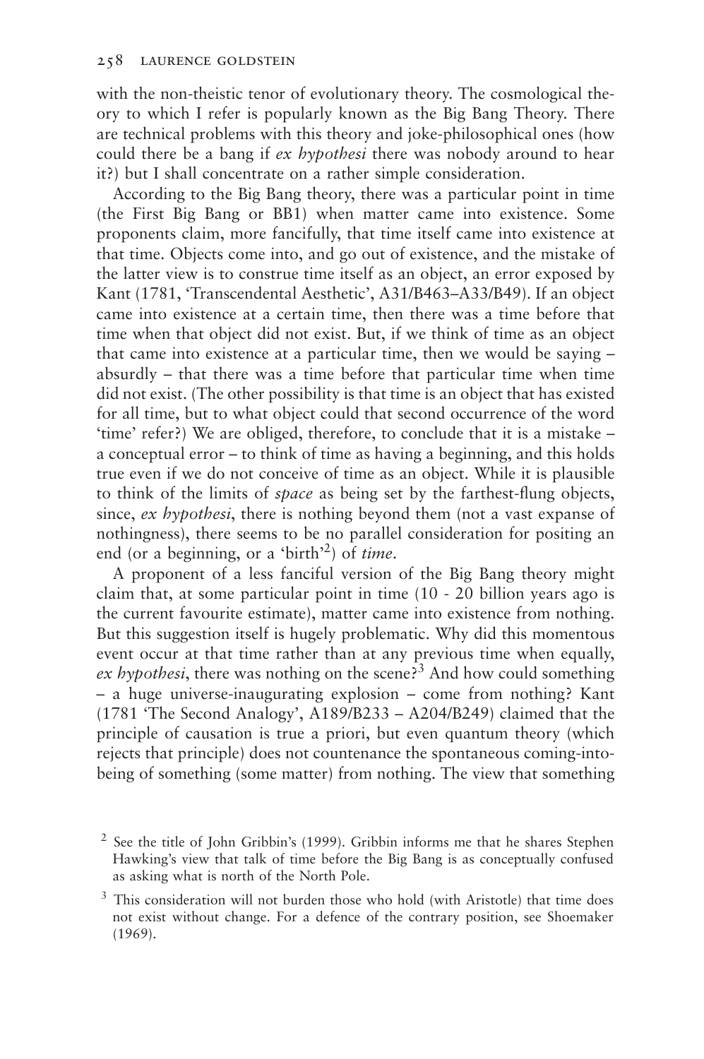with the non-theistic tenor of evolutionary theory. The cosmological theory to which I refer is popularly known as the Big Bang Theory. There are technical problems with this theory and joke-philosophical ones (how could there be a bang if *ex hypothesi* there was nobody around to hear it?) but I shall concentrate on a rather simple consideration.

According to the Big Bang theory, there was a particular point in time (the First Big Bang or BB1) when matter came into existence. Some proponents claim, more fancifully, that time itself came into existence at that time. Objects come into, and go out of existence, and the mistake of the latter view is to construe time itself as an object, an error exposed by Kant (1781, 'Transcendental Aesthetic', A31/B463–A33/B49). If an object came into existence at a certain time, then there was a time before that time when that object did not exist. But, if we think of time as an object that came into existence at a particular time, then we would be saying – absurdly – that there was a time before that particular time when time did not exist. (The other possibility is that time is an object that has existed for all time, but to what object could that second occurrence of the word 'time' refer?) We are obliged, therefore, to conclude that it is a mistake – a conceptual error – to think of time as having a beginning, and this holds true even if we do not conceive of time as an object. While it is plausible to think of the limits of *space* as being set by the farthest-flung objects, since, *ex hypothesi*, there is nothing beyond them (not a vast expanse of nothingness), there seems to be no parallel consideration for positing an end (or a beginning, or a 'birth'[2]) of *time*.

A proponent of a less fanciful version of the Big Bang theory might claim that, at some particular point in time (10 - 20 billion years ago is the current favourite estimate), matter came into existence from nothing. But this suggestion itself is hugely problematic. Why did this momentous event occur at that time rather than at any previous time when equally, *ex hypothesi*, there was nothing on the scene?[3] And how could something – a huge universe-inaugurating explosion – come from nothing? Kant (1781 'The Second Analogy', A189/B233 – A204/B249) claimed that the principle of causation is true a priori, but even quantum theory (which rejects that principle) does not countenance the spontaneous coming-into-being of something (some matter) from nothing. The view that something

[2] See the title of John Gribbin's (1999). Gribbin informs me that he shares Stephen Hawking's view that talk of time before the Big Bang is as conceptually confused as asking what is north of the North Pole.

[3] This consideration will not burden those who hold (with Aristotle) that time does not exist without change. For a defence of the contrary position, see Shoemaker (1969).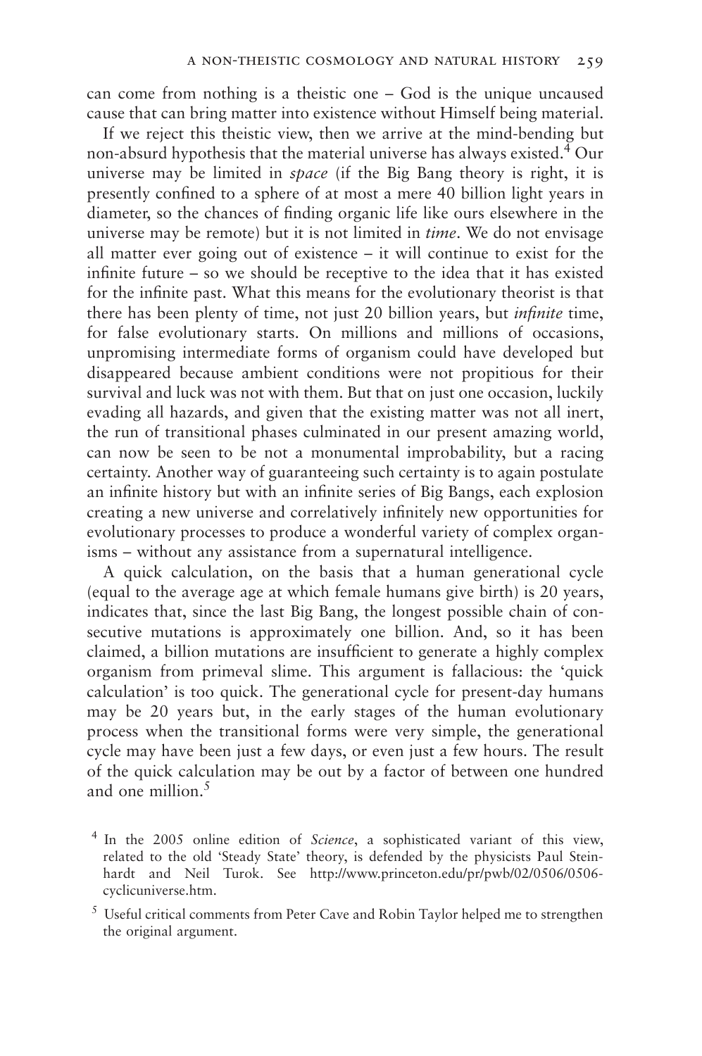can come from nothing is a theistic one – God is the unique uncaused cause that can bring matter into existence without Himself being material.

If we reject this theistic view, then we arrive at the mind-bending but non-absurd hypothesis that the material universe has always existed.[4] Our universe may be limited in *space* (if the Big Bang theory is right, it is presently confined to a sphere of at most a mere 40 billion light years in diameter, so the chances of finding organic life like ours elsewhere in the universe may be remote) but it is not limited in *time*. We do not envisage all matter ever going out of existence – it will continue to exist for the infinite future – so we should be receptive to the idea that it has existed for the infinite past. What this means for the evolutionary theorist is that there has been plenty of time, not just 20 billion years, but *infinite* time, for false evolutionary starts. On millions and millions of occasions, unpromising intermediate forms of organism could have developed but disappeared because ambient conditions were not propitious for their survival and luck was not with them. But that on just one occasion, luckily evading all hazards, and given that the existing matter was not all inert, the run of transitional phases culminated in our present amazing world, can now be seen to be not a monumental improbability, but a racing certainty. Another way of guaranteeing such certainty is to again postulate an infinite history but with an infinite series of Big Bangs, each explosion creating a new universe and correlatively infinitely new opportunities for evolutionary processes to produce a wonderful variety of complex organisms – without any assistance from a supernatural intelligence.

A quick calculation, on the basis that a human generational cycle (equal to the average age at which female humans give birth) is 20 years, indicates that, since the last Big Bang, the longest possible chain of consecutive mutations is approximately one billion. And, so it has been claimed, a billion mutations are insufficient to generate a highly complex organism from primeval slime. This argument is fallacious: the 'quick calculation' is too quick. The generational cycle for present-day humans may be 20 years but, in the early stages of the human evolutionary process when the transitional forms were very simple, the generational cycle may have been just a few days, or even just a few hours. The result of the quick calculation may be out by a factor of between one hundred and one million.[5]

[4] In the 2005 online edition of *Science*, a sophisticated variant of this view, related to the old 'Steady State' theory, is defended by the physicists Paul Steinhardt and Neil Turok. See http://www.princeton.edu/pr/pwb/02/0506/0506-cyclicuniverse.htm.

[5] Useful critical comments from Peter Cave and Robin Taylor helped me to strengthen the original argument.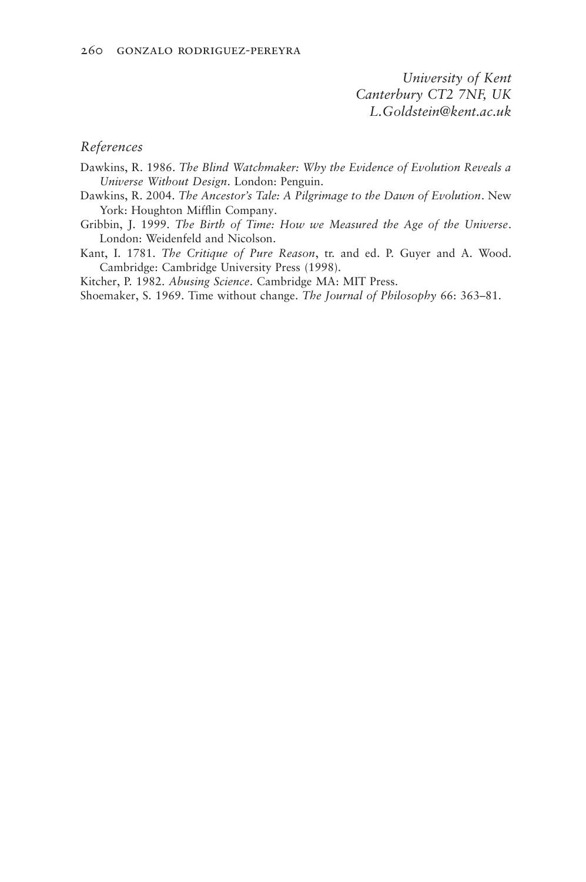*University of Kent*
*Canterbury CT2 7NF, UK*
*L.Goldstein@kent.ac.uk*

## *References*

Dawkins, R. 1986. *The Blind Watchmaker: Why the Evidence of Evolution Reveals a Universe Without Design*. London: Penguin.

Dawkins, R. 2004. *The Ancestor's Tale: A Pilgrimage to the Dawn of Evolution*. New York: Houghton Mifflin Company.

Gribbin, J. 1999. *The Birth of Time: How we Measured the Age of the Universe*. London: Weidenfeld and Nicolson.

Kant, I. 1781. *The Critique of Pure Reason*, tr. and ed. P. Guyer and A. Wood. Cambridge: Cambridge University Press (1998).

Kitcher, P. 1982. *Abusing Science*. Cambridge MA: MIT Press.

Shoemaker, S. 1969. Time without change. *The Journal of Philosophy* 66: 363–81.